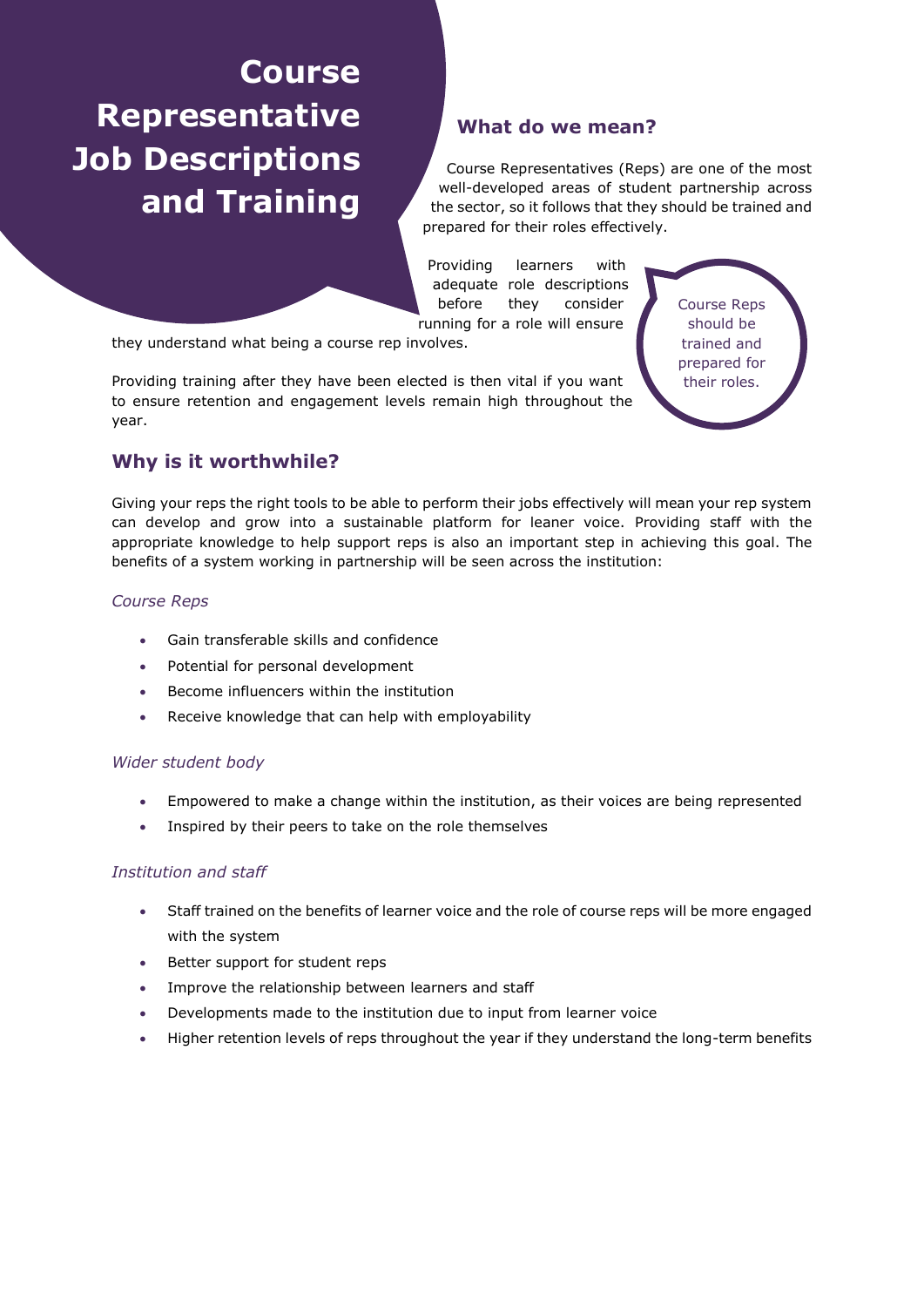# Course Representative Job Descriptions and Training

## What do we mean?

Course Representatives (Reps) are one of the most well-developed areas of student partnership across the sector, so it follows that they should be trained and prepared for their roles effectively.

Providing learners with adequate role descriptions before they consider running for a role will ensure they understand what being a course rep involves.

Course Reps should be trained and prepared for their roles.

Providing training after they have been elected is then vital if you want to ensure retention and engagement levels remain high throughout the year.

## Why is it worthwhile?

Giving your reps the right tools to be able to perform their jobs effectively will mean your rep system can develop and grow into a sustainable platform for leaner voice. Providing staff with the appropriate knowledge to help support reps is also an important step in achieving this goal. The benefits of a system working in partnership will be seen across the institution:

*Course Reps*

- Gain transferable skills and confidence
- Potential for personal development
- Become influencers within the institution
- Receive knowledge that can help with employability

*Wider student body*

- Empowered to make a change within the institution, as their voices are being represented
- Inspired by their peers to take on the role themselves

*Institution and staff*

- Staff trained on the benefits of learner voice and the role of course reps will be more engaged with the system
- Better support for student reps
- Improve the relationship between learners and staff
- Developments made to the institution due to input from learner voice
- Higher retention levels of reps throughout the year if they understand the long-term benefits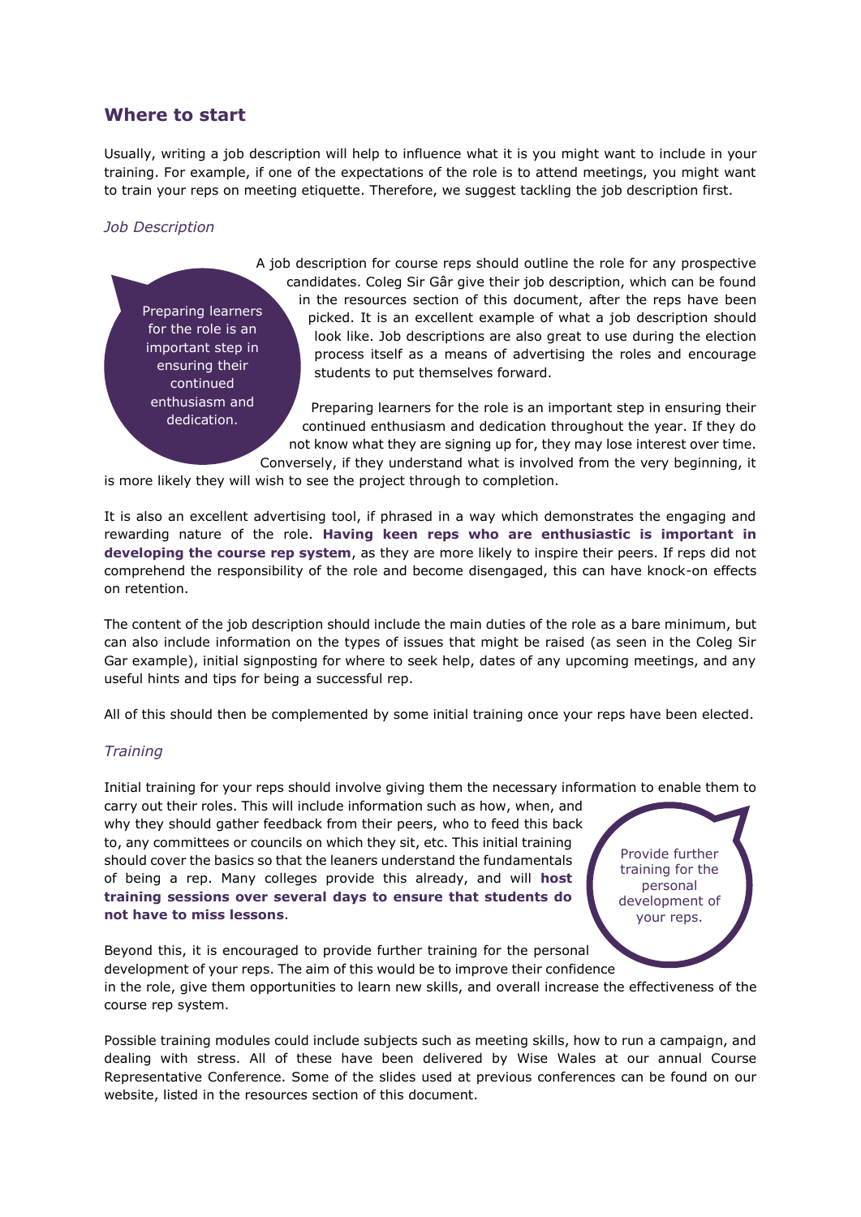## Where to start

Usually, writing a job description will help to influence what it is you might want to include in your training. For example, if one of the expectations of the role is to attend meetings, you might want to train your reps on meeting etiquette. Therefore, we suggest tackling the job description first.

### *Job Description*

> Preparing learners for the role is an important step in ensuring their continued enthusiasm and dedication.

A job description for course reps should outline the role for any prospective candidates. Coleg Sir Gâr give their job description, which can be found in the resources section of this document, after the reps have been picked. It is an excellent example of what a job description should look like. Job descriptions are also great to use during the election process itself as a means of advertising the roles and encourage students to put themselves forward.

Preparing learners for the role is an important step in ensuring their continued enthusiasm and dedication throughout the year. If they do not know what they are signing up for, they may lose interest over time. Conversely, if they understand what is involved from the very beginning, it is more likely they will wish to see the project through to completion.

It is also an excellent advertising tool, if phrased in a way which demonstrates the engaging and rewarding nature of the role. **Having keen reps who are enthusiastic is important in developing the course rep system**, as they are more likely to inspire their peers. If reps did not comprehend the responsibility of the role and become disengaged, this can have knock-on effects on retention.

The content of the job description should include the main duties of the role as a bare minimum, but can also include information on the types of issues that might be raised (as seen in the Coleg Sir Gar example), initial signposting for where to seek help, dates of any upcoming meetings, and any useful hints and tips for being a successful rep.

All of this should then be complemented by some initial training once your reps have been elected.

### *Training*

Initial training for your reps should involve giving them the necessary information to enable them to carry out their roles. This will include information such as how, when, and why they should gather feedback from their peers, who to feed this back to, any committees or councils on which they sit, etc. This initial training should cover the basics so that the leaners understand the fundamentals of being a rep. Many colleges provide this already, and will **host training sessions over several days to ensure that students do not have to miss lessons**.

> Provide further training for the personal development of your reps.

Beyond this, it is encouraged to provide further training for the personal development of your reps. The aim of this would be to improve their confidence in the role, give them opportunities to learn new skills, and overall increase the effectiveness of the course rep system.

Possible training modules could include subjects such as meeting skills, how to run a campaign, and dealing with stress. All of these have been delivered by Wise Wales at our annual Course Representative Conference. Some of the slides used at previous conferences can be found on our website, listed in the resources section of this document.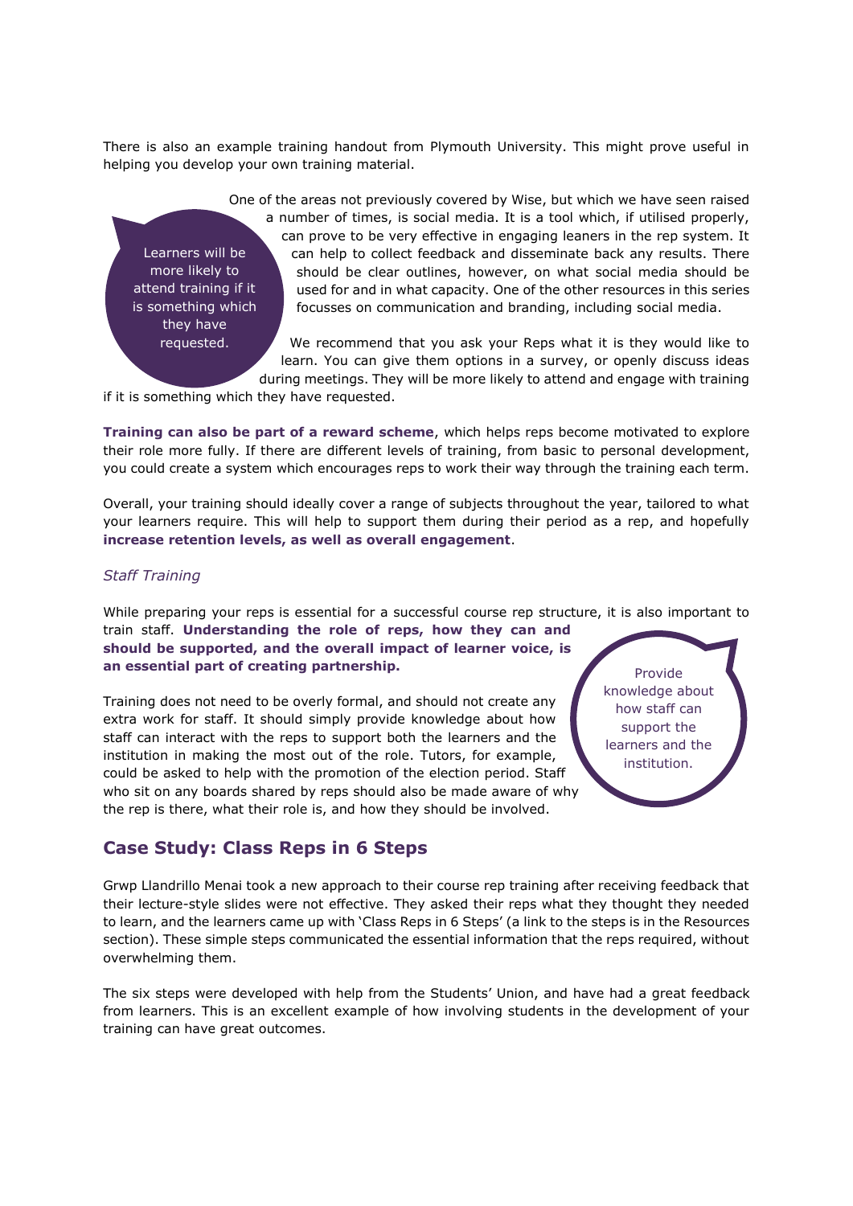There is also an example training handout from Plymouth University. This might prove useful in helping you develop your own training material.

> Learners will be more likely to attend training if it is something which they have requested.

One of the areas not previously covered by Wise, but which we have seen raised a number of times, is social media. It is a tool which, if utilised properly, can prove to be very effective in engaging leaners in the rep system. It can help to collect feedback and disseminate back any results. There should be clear outlines, however, on what social media should be used for and in what capacity. One of the other resources in this series focusses on communication and branding, including social media.

We recommend that you ask your Reps what it is they would like to learn. You can give them options in a survey, or openly discuss ideas during meetings. They will be more likely to attend and engage with training if it is something which they have requested.

**Training can also be part of a reward scheme**, which helps reps become motivated to explore their role more fully. If there are different levels of training, from basic to personal development, you could create a system which encourages reps to work their way through the training each term.

Overall, your training should ideally cover a range of subjects throughout the year, tailored to what your learners require. This will help to support them during their period as a rep, and hopefully **increase retention levels, as well as overall engagement**.

### *Staff Training*

While preparing your reps is essential for a successful course rep structure, it is also important to train staff. **Understanding the role of reps, how they can and should be supported, and the overall impact of learner voice, is an essential part of creating partnership.**

> Provide knowledge about how staff can support the learners and the institution.

Training does not need to be overly formal, and should not create any extra work for staff. It should simply provide knowledge about how staff can interact with the reps to support both the learners and the institution in making the most out of the role. Tutors, for example, could be asked to help with the promotion of the election period. Staff who sit on any boards shared by reps should also be made aware of why the rep is there, what their role is, and how they should be involved.

## Case Study: Class Reps in 6 Steps

Grwp Llandrillo Menai took a new approach to their course rep training after receiving feedback that their lecture-style slides were not effective. They asked their reps what they thought they needed to learn, and the learners came up with 'Class Reps in 6 Steps' (a link to the steps is in the Resources section). These simple steps communicated the essential information that the reps required, without overwhelming them.

The six steps were developed with help from the Students' Union, and have had a great feedback from learners. This is an excellent example of how involving students in the development of your training can have great outcomes.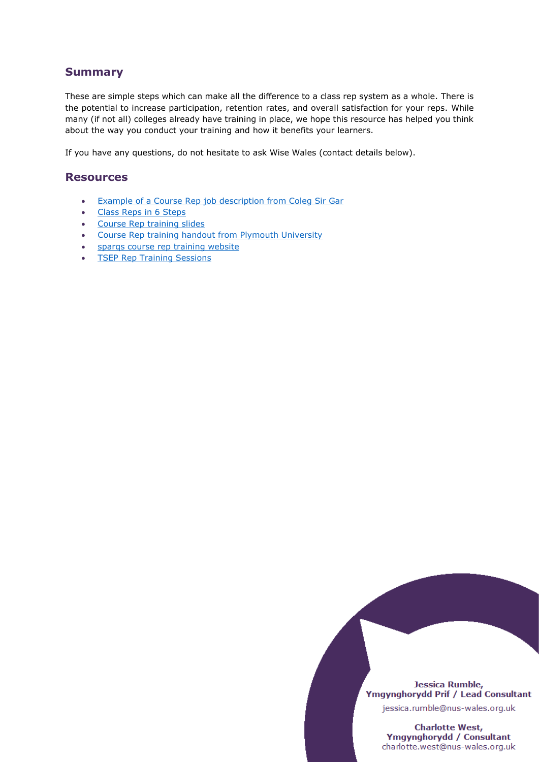## Summary

These are simple steps which can make all the difference to a class rep system as a whole. There is the potential to increase participation, retention rates, and overall satisfaction for your reps. While many (if not all) colleges already have training in place, we hope this resource has helped you think about the way you conduct your training and how it benefits your learners.

If you have any questions, do not hesitate to ask Wise Wales (contact details below).

## Resources

- Example of a Course Rep job description from Coleg Sir Gar
- Class Reps in 6 Steps
- Course Rep training slides
- Course Rep training handout from Plymouth University
- sparqs course rep training website
- TSEP Rep Training Sessions

**Jessica Rumble,**
**Ymgynghorydd Prif / Lead Consultant**
jessica.rumble@nus-wales.org.uk

**Charlotte West,**
**Ymgynghorydd / Consultant**
charlotte.west@nus-wales.org.uk